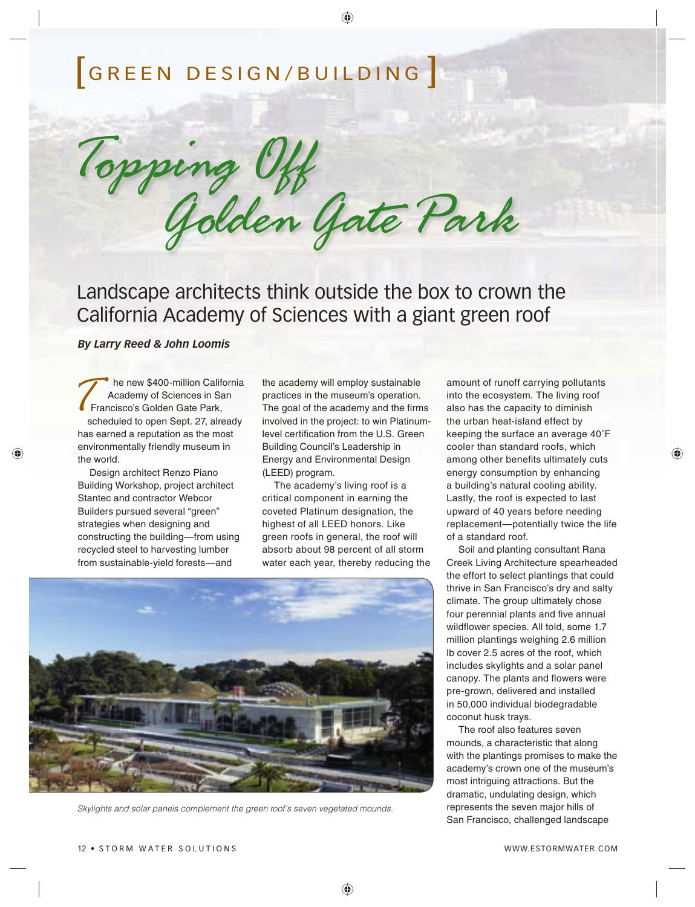[ GREEN DESIGN/BUILDING ]

# Topping Off Golden Gate Park

## Landscape architects think outside the box to crown the California Academy of Sciences with a giant green roof

***By Larry Reed & John Loomis***

The new $400-million California Academy of Sciences in San Francisco's Golden Gate Park, scheduled to open Sept. 27, already has earned a reputation as the most environmentally friendly museum in the world.

Design architect Renzo Piano Building Workshop, project architect Stantec and contractor Webcor Builders pursued several "green" strategies when designing and constructing the building—from using recycled steel to harvesting lumber from sustainable-yield forests—and the academy will employ sustainable practices in the museum's operation. The goal of the academy and the firms involved in the project: to win Platinum-level certification from the U.S. Green Building Council's Leadership in Energy and Environmental Design (LEED) program.

The academy's living roof is a critical component in earning the coveted Platinum designation, the highest of all LEED honors. Like green roofs in general, the roof will absorb about 98 percent of all storm water each year, thereby reducing the amount of runoff carrying pollutants into the ecosystem. The living roof also has the capacity to diminish the urban heat-island effect by keeping the surface an average 40˚F cooler than standard roofs, which among other benefits ultimately cuts energy consumption by enhancing a building's natural cooling ability. Lastly, the roof is expected to last upward of 40 years before needing replacement—potentially twice the life of a standard roof.

Soil and planting consultant Rana Creek Living Architecture spearheaded the effort to select plantings that could thrive in San Francisco's dry and salty climate. The group ultimately chose four perennial plants and five annual wildflower species. All told, some 1.7 million plantings weighing 2.6 million lb cover 2.5 acres of the roof, which includes skylights and a solar panel canopy. The plants and flowers were pre-grown, delivered and installed in 50,000 individual biodegradable coconut husk trays.

The roof also features seven mounds, a characteristic that along with the plantings promises to make the academy's crown one of the museum's most intriguing attractions. But the dramatic, undulating design, which represents the seven major hills of San Francisco, challenged landscape

*Skylights and solar panels complement the green roof's seven vegetated mounds.*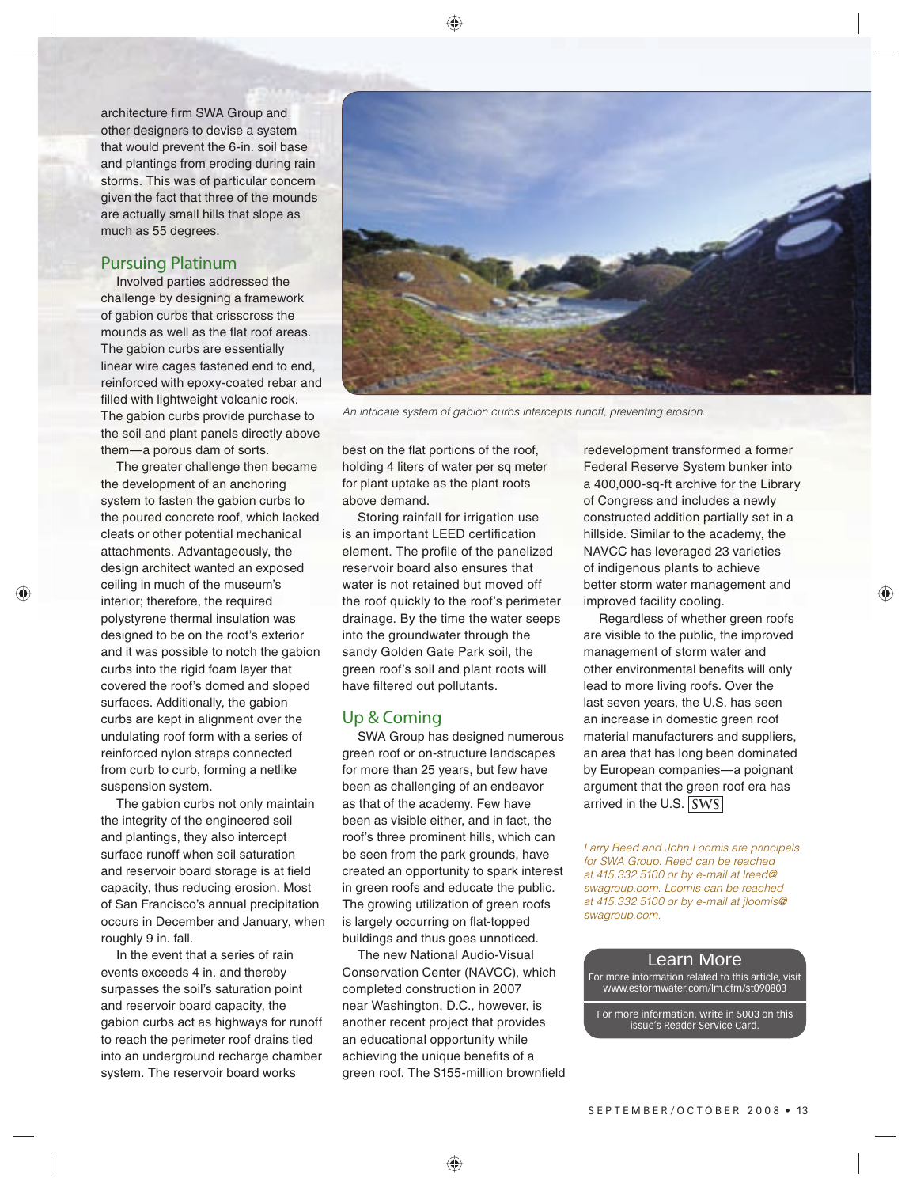architecture firm SWA Group and other designers to devise a system that would prevent the 6-in. soil base and plantings from eroding during rain storms. This was of particular concern given the fact that three of the mounds are actually small hills that slope as much as 55 degrees.

## Pursuing Platinum

Involved parties addressed the challenge by designing a framework of gabion curbs that crisscross the mounds as well as the flat roof areas. The gabion curbs are essentially linear wire cages fastened end to end, reinforced with epoxy-coated rebar and filled with lightweight volcanic rock. The gabion curbs provide purchase to the soil and plant panels directly above them—a porous dam of sorts.

The greater challenge then became the development of an anchoring system to fasten the gabion curbs to the poured concrete roof, which lacked cleats or other potential mechanical attachments. Advantageously, the design architect wanted an exposed ceiling in much of the museum's interior; therefore, the required polystyrene thermal insulation was designed to be on the roof's exterior and it was possible to notch the gabion curbs into the rigid foam layer that covered the roof's domed and sloped surfaces. Additionally, the gabion curbs are kept in alignment over the undulating roof form with a series of reinforced nylon straps connected from curb to curb, forming a netlike suspension system.

The gabion curbs not only maintain the integrity of the engineered soil and plantings, they also intercept surface runoff when soil saturation and reservoir board storage is at field capacity, thus reducing erosion. Most of San Francisco's annual precipitation occurs in December and January, when roughly 9 in. fall.

In the event that a series of rain events exceeds 4 in. and thereby surpasses the soil's saturation point and reservoir board capacity, the gabion curbs act as highways for runoff to reach the perimeter roof drains tied into an underground recharge chamber system. The reservoir board works best on the flat portions of the roof, holding 4 liters of water per sq meter for plant uptake as the plant roots above demand.

*An intricate system of gabion curbs intercepts runoff, preventing erosion.*

Storing rainfall for irrigation use is an important LEED certification element. The profile of the panelized reservoir board also ensures that water is not retained but moved off the roof quickly to the roof's perimeter drainage. By the time the water seeps into the groundwater through the sandy Golden Gate Park soil, the green roof's soil and plant roots will have filtered out pollutants.

## Up & Coming

SWA Group has designed numerous green roof or on-structure landscapes for more than 25 years, but few have been as challenging of an endeavor as that of the academy. Few have been as visible either, and in fact, the roof's three prominent hills, which can be seen from the park grounds, have created an opportunity to spark interest in green roofs and educate the public. The growing utilization of green roofs is largely occurring on flat-topped buildings and thus goes unnoticed.

The new National Audio-Visual Conservation Center (NAVCC), which completed construction in 2007 near Washington, D.C., however, is another recent project that provides an educational opportunity while achieving the unique benefits of a green roof. The $155-million brownfield redevelopment transformed a former Federal Reserve System bunker into a 400,000-sq-ft archive for the Library of Congress and includes a newly constructed addition partially set in a hillside. Similar to the academy, the NAVCC has leveraged 23 varieties of indigenous plants to achieve better storm water management and improved facility cooling.

Regardless of whether green roofs are visible to the public, the improved management of storm water and other environmental benefits will only lead to more living roofs. Over the last seven years, the U.S. has seen an increase in domestic green roof material manufacturers and suppliers, an area that has long been dominated by European companies—a poignant argument that the green roof era has arrived in the U.S. SWS

*Larry Reed and John Loomis are principals for SWA Group. Reed can be reached at 415.332.5100 or by e-mail at lreed@swagroup.com. Loomis can be reached at 415.332.5100 or by e-mail at jloomis@swagroup.com.*

**Learn More**

For more information related to this article, visit www.estormwater.com/lm.cfm/st090803

For more information, write in 5003 on this issue's Reader Service Card.